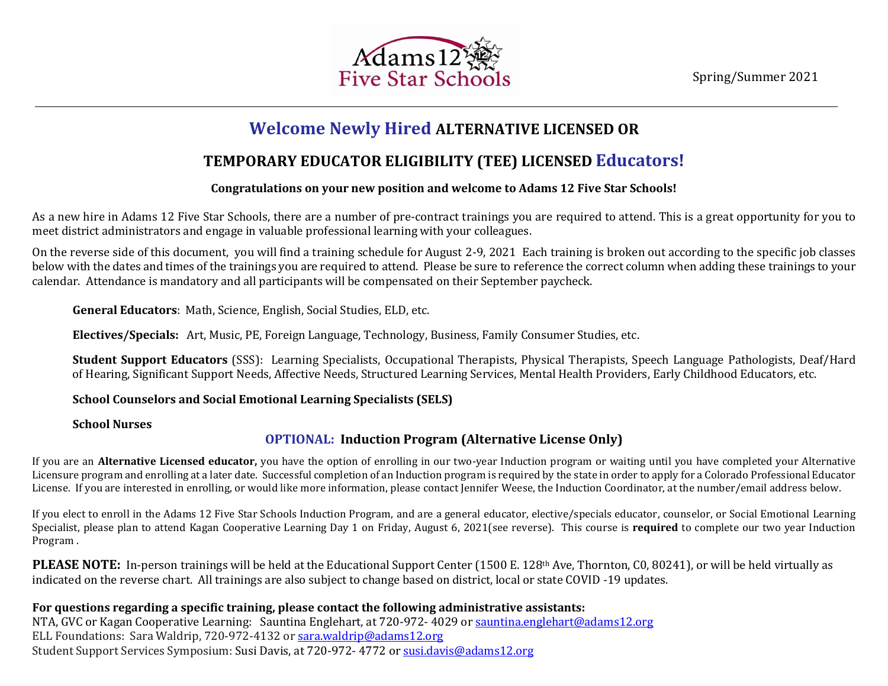Adams 12 Five Star Schools

Spring/Summer 2021

# Welcome Newly Hired ALTERNATIVE LICENSED OR TEMPORARY EDUCATOR ELIGIBILITY (TEE) LICENSED Educators!

**Congratulations on your new position and welcome to Adams 12 Five Star Schools!**

As a new hire in Adams 12 Five Star Schools, there are a number of pre-contract trainings you are required to attend. This is a great opportunity for you to meet district administrators and engage in valuable professional learning with your colleagues.

On the reverse side of this document, you will find a training schedule for August 2-9, 2021 Each training is broken out according to the specific job classes below with the dates and times of the trainings you are required to attend. Please be sure to reference the correct column when adding these trainings to your calendar. Attendance is mandatory and all participants will be compensated on their September paycheck.

**General Educators**: Math, Science, English, Social Studies, ELD, etc.

**Electives/Specials:** Art, Music, PE, Foreign Language, Technology, Business, Family Consumer Studies, etc.

**Student Support Educators** (SSS): Learning Specialists, Occupational Therapists, Physical Therapists, Speech Language Pathologists, Deaf/Hard of Hearing, Significant Support Needs, Affective Needs, Structured Learning Services, Mental Health Providers, Early Childhood Educators, etc.

**School Counselors and Social Emotional Learning Specialists (SELS)**

**School Nurses**

## OPTIONAL: Induction Program (Alternative License Only)

If you are an **Alternative Licensed educator,** you have the option of enrolling in our two-year Induction program or waiting until you have completed your Alternative Licensure program and enrolling at a later date. Successful completion of an Induction program is required by the state in order to apply for a Colorado Professional Educator License. If you are interested in enrolling, or would like more information, please contact Jennifer Weese, the Induction Coordinator, at the number/email address below.

If you elect to enroll in the Adams 12 Five Star Schools Induction Program, and are a general educator, elective/specials educator, counselor, or Social Emotional Learning Specialist, please plan to attend Kagan Cooperative Learning Day 1 on Friday, August 6, 2021(see reverse). This course is **required** to complete our two year Induction Program .

**PLEASE NOTE:** In-person trainings will be held at the Educational Support Center (1500 E. 128th Ave, Thornton, C0, 80241), or will be held virtually as indicated on the reverse chart. All trainings are also subject to change based on district, local or state COVID -19 updates.

**For questions regarding a specific training, please contact the following administrative assistants:**
NTA, GVC or Kagan Cooperative Learning: Sauntina Englehart, at 720-972- 4029 or sauntina.englehart@adams12.org
ELL Foundations: Sara Waldrip, 720-972-4132 or sara.waldrip@adams12.org
Student Support Services Symposium: Susi Davis, at 720-972- 4772 or susi.davis@adams12.org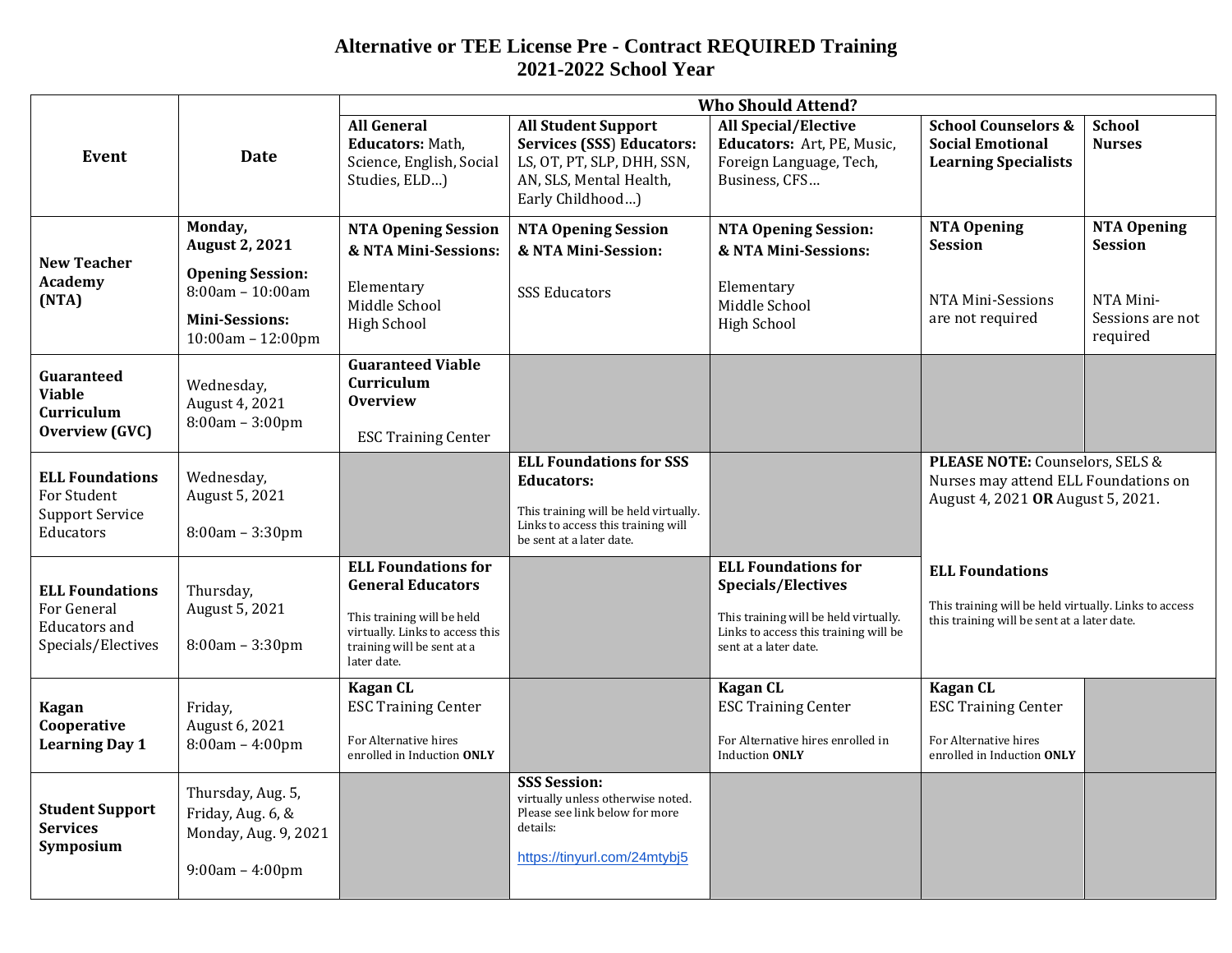# Alternative or TEE License Pre - Contract REQUIRED Training
## 2021-2022 School Year

| Event | Date | Who Should Attend? | | | | |
|---|---|---|---|---|---|---|
| | | **All General Educators:** Math, Science, English, Social Studies, ELD…) | **All Student Support Services (SSS) Educators:** LS, OT, PT, SLP, DHH, SSN, AN, SLS, Mental Health, Early Childhood…) | **All Special/Elective Educators:** Art, PE, Music, Foreign Language, Tech, Business, CFS… | **School Counselors & Social Emotional Learning Specialists** | **School Nurses** |
| **New Teacher Academy (NTA)** | **Monday, August 2, 2021** **Opening Session:** 8:00am – 10:00am **Mini-Sessions:** 10:00am – 12:00pm | **NTA Opening Session & NTA Mini-Sessions:** Elementary Middle School High School | **NTA Opening Session & NTA Mini-Session:** SSS Educators | **NTA Opening Session: & NTA Mini-Sessions:** Elementary Middle School High School | **NTA Opening Session** NTA Mini-Sessions are not required | **NTA Opening Session** NTA Mini-Sessions are not required |
| **Guaranteed Viable Curriculum Overview (GVC)** | Wednesday, August 4, 2021 8:00am – 3:00pm | **Guaranteed Viable Curriculum Overview** ESC Training Center | | | | |
| **ELL Foundations** For Student Support Service Educators | Wednesday, August 5, 2021 8:00am – 3:30pm | | **ELL Foundations for SSS Educators:** This training will be held virtually. Links to access this training will be sent at a later date. | | **PLEASE NOTE:** Counselors, SELS & Nurses may attend ELL Foundations on August 4, 2021 **OR** August 5, 2021. | |
| **ELL Foundations** For General Educators and Specials/Electives | Thursday, August 5, 2021 8:00am – 3:30pm | **ELL Foundations for General Educators** This training will be held virtually. Links to access this training will be sent at a later date. | | **ELL Foundations for Specials/Electives** This training will be held virtually. Links to access this training will be sent at a later date. | **ELL Foundations** This training will be held virtually. Links to access this training will be sent at a later date. | |
| **Kagan Cooperative Learning Day 1** | Friday, August 6, 2021 8:00am – 4:00pm | **Kagan CL** ESC Training Center For Alternative hires enrolled in Induction **ONLY** | | **Kagan CL** ESC Training Center For Alternative hires enrolled in Induction **ONLY** | **Kagan CL** ESC Training Center For Alternative hires enrolled in Induction **ONLY** | |
| **Student Support Services Symposium** | Thursday, Aug. 5, Friday, Aug. 6, & Monday, Aug. 9, 2021 9:00am – 4:00pm | | **SSS Session:** virtually unless otherwise noted. Please see link below for more details: https://tinyurl.com/24mtybj5 | | | |